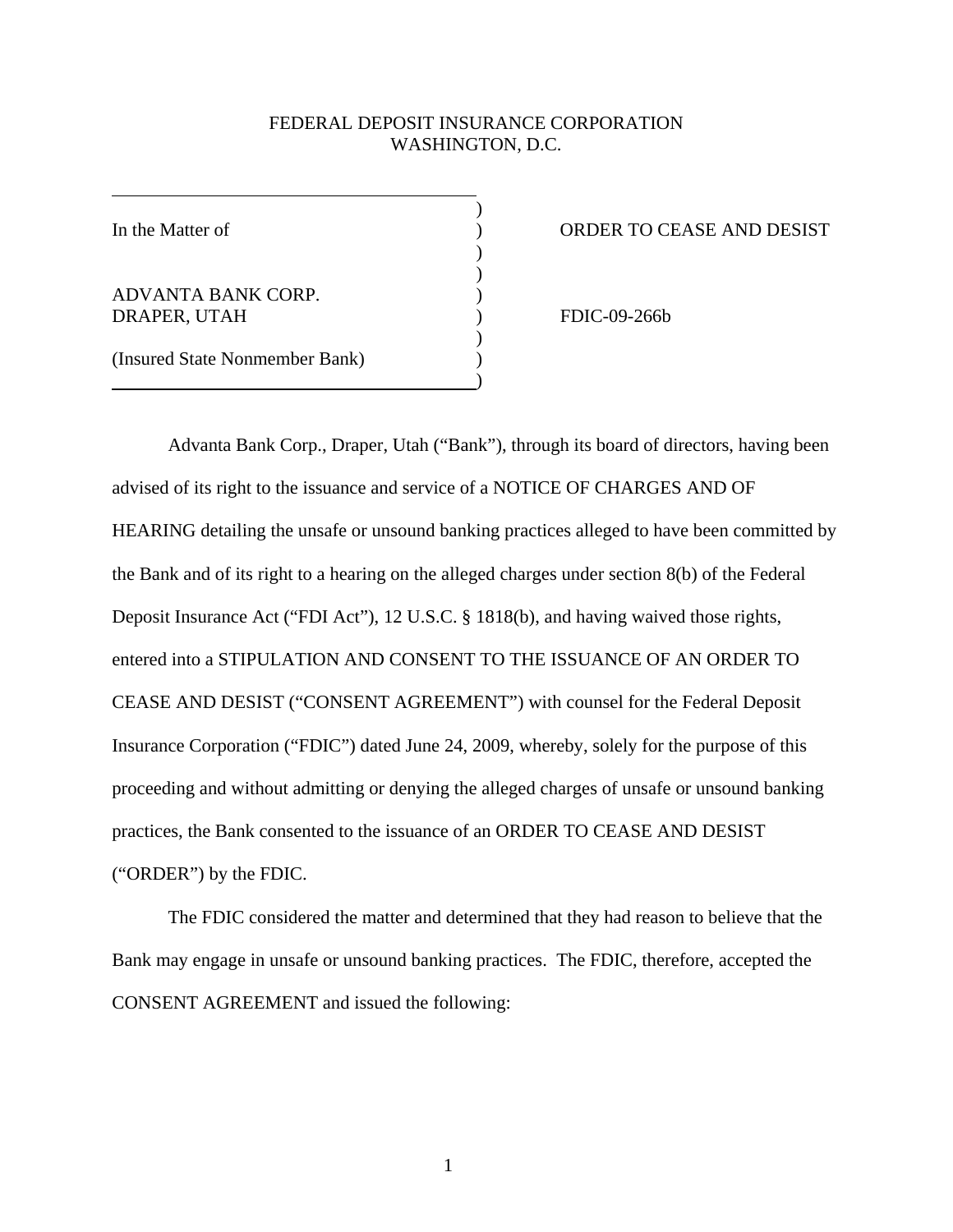FEDERAL DEPOSIT INSURANCE CORPORATION
WASHINGTON, D.C.

| | |
|---|---|
| In the Matter of<br><br>ADVANTA BANK CORP.<br>DRAPER, UTAH<br><br>(Insured State Nonmember Bank) | ORDER TO CEASE AND DESIST<br><br>FDIC-09-266b |

Advanta Bank Corp., Draper, Utah ("Bank"), through its board of directors, having been advised of its right to the issuance and service of a NOTICE OF CHARGES AND OF HEARING detailing the unsafe or unsound banking practices alleged to have been committed by the Bank and of its right to a hearing on the alleged charges under section 8(b) of the Federal Deposit Insurance Act ("FDI Act"), 12 U.S.C. § 1818(b), and having waived those rights, entered into a STIPULATION AND CONSENT TO THE ISSUANCE OF AN ORDER TO CEASE AND DESIST ("CONSENT AGREEMENT") with counsel for the Federal Deposit Insurance Corporation ("FDIC") dated June 24, 2009, whereby, solely for the purpose of this proceeding and without admitting or denying the alleged charges of unsafe or unsound banking practices, the Bank consented to the issuance of an ORDER TO CEASE AND DESIST ("ORDER") by the FDIC.

The FDIC considered the matter and determined that they had reason to believe that the Bank may engage in unsafe or unsound banking practices. The FDIC, therefore, accepted the CONSENT AGREEMENT and issued the following: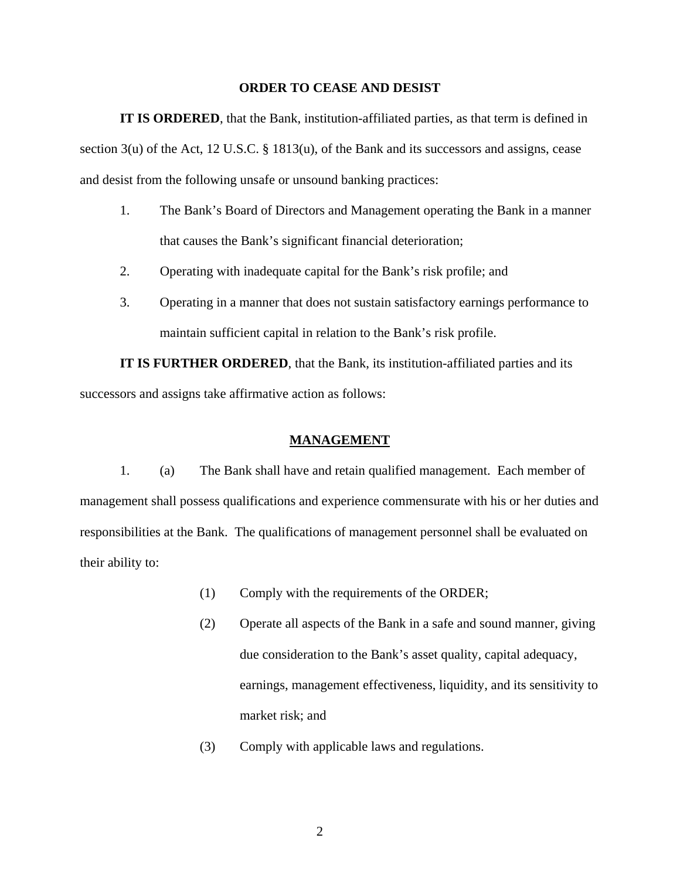## ORDER TO CEASE AND DESIST

**IT IS ORDERED**, that the Bank, institution-affiliated parties, as that term is defined in section 3(u) of the Act, 12 U.S.C. § 1813(u), of the Bank and its successors and assigns, cease and desist from the following unsafe or unsound banking practices:

1. The Bank's Board of Directors and Management operating the Bank in a manner that causes the Bank's significant financial deterioration;
2. Operating with inadequate capital for the Bank's risk profile; and
3. Operating in a manner that does not sustain satisfactory earnings performance to maintain sufficient capital in relation to the Bank's risk profile.

**IT IS FURTHER ORDERED**, that the Bank, its institution-affiliated parties and its successors and assigns take affirmative action as follows:

### MANAGEMENT

1. (a) The Bank shall have and retain qualified management. Each member of management shall possess qualifications and experience commensurate with his or her duties and responsibilities at the Bank. The qualifications of management personnel shall be evaluated on their ability to:

   (1) Comply with the requirements of the ORDER;

   (2) Operate all aspects of the Bank in a safe and sound manner, giving due consideration to the Bank's asset quality, capital adequacy, earnings, management effectiveness, liquidity, and its sensitivity to market risk; and

   (3) Comply with applicable laws and regulations.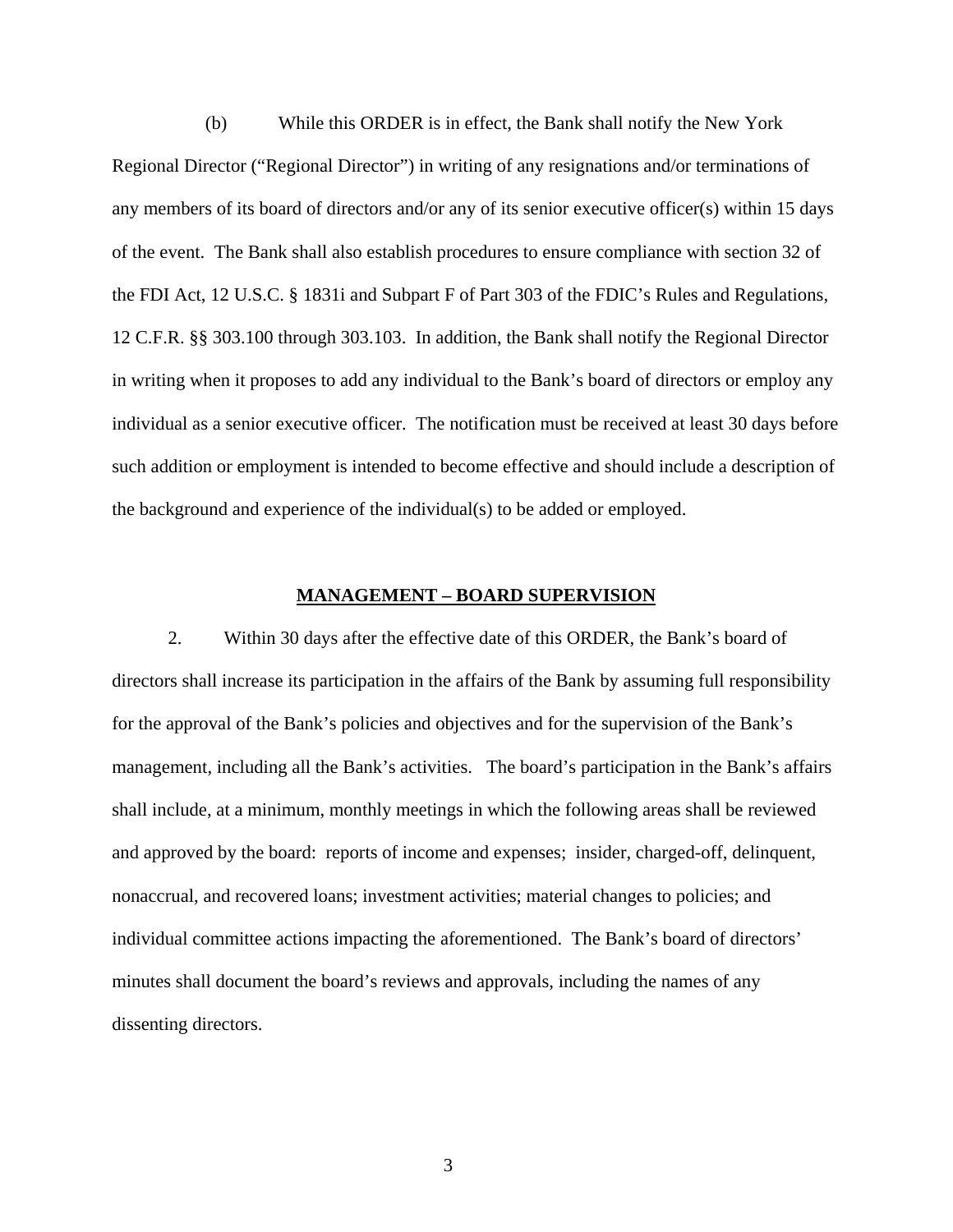(b) While this ORDER is in effect, the Bank shall notify the New York Regional Director ("Regional Director") in writing of any resignations and/or terminations of any members of its board of directors and/or any of its senior executive officer(s) within 15 days of the event. The Bank shall also establish procedures to ensure compliance with section 32 of the FDI Act, 12 U.S.C. § 1831i and Subpart F of Part 303 of the FDIC's Rules and Regulations, 12 C.F.R. §§ 303.100 through 303.103. In addition, the Bank shall notify the Regional Director in writing when it proposes to add any individual to the Bank's board of directors or employ any individual as a senior executive officer. The notification must be received at least 30 days before such addition or employment is intended to become effective and should include a description of the background and experience of the individual(s) to be added or employed.

## MANAGEMENT – BOARD SUPERVISION

2. Within 30 days after the effective date of this ORDER, the Bank's board of directors shall increase its participation in the affairs of the Bank by assuming full responsibility for the approval of the Bank's policies and objectives and for the supervision of the Bank's management, including all the Bank's activities. The board's participation in the Bank's affairs shall include, at a minimum, monthly meetings in which the following areas shall be reviewed and approved by the board: reports of income and expenses; insider, charged-off, delinquent, nonaccrual, and recovered loans; investment activities; material changes to policies; and individual committee actions impacting the aforementioned. The Bank's board of directors' minutes shall document the board's reviews and approvals, including the names of any dissenting directors.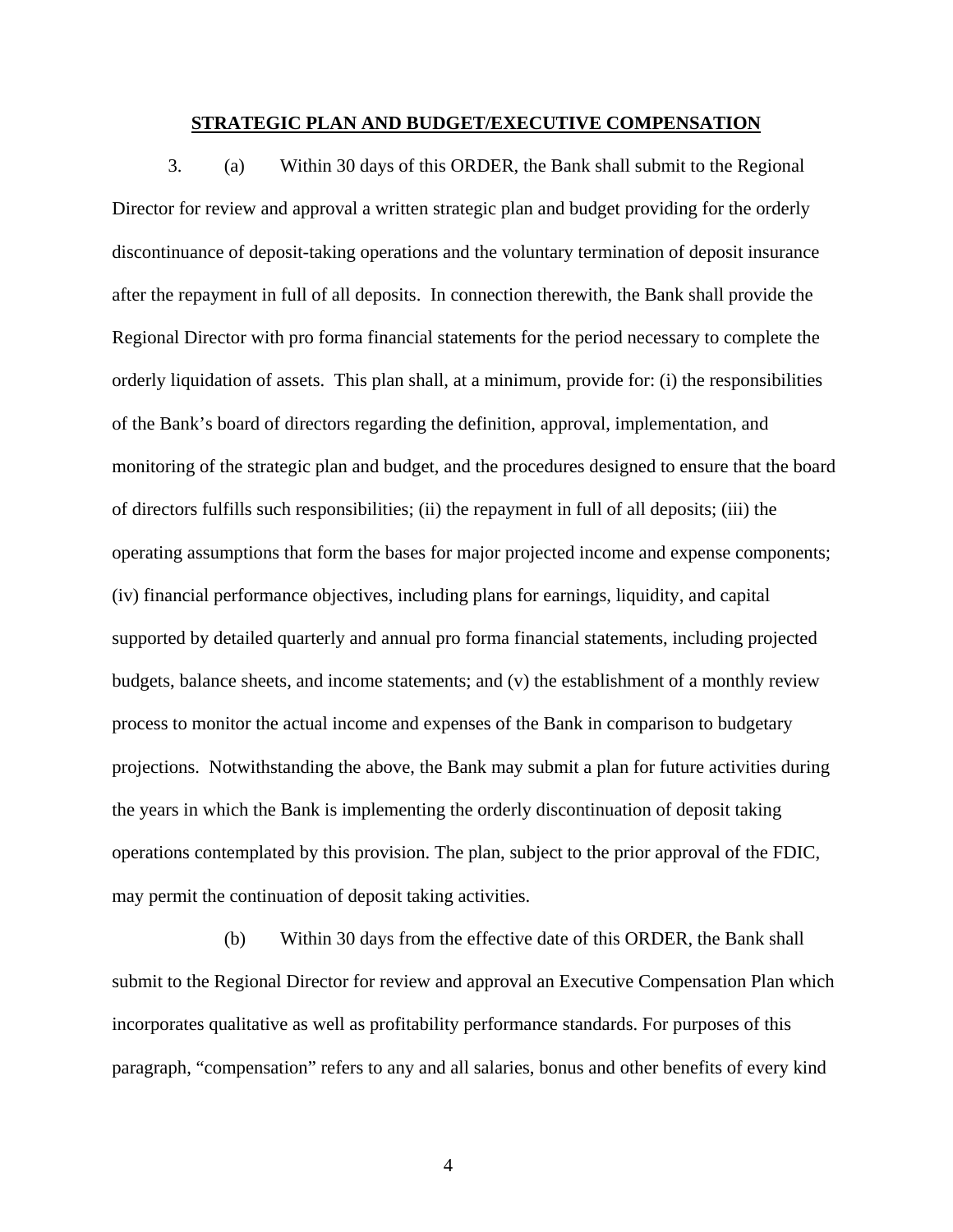**STRATEGIC PLAN AND BUDGET/EXECUTIVE COMPENSATION**

3. (a) Within 30 days of this ORDER, the Bank shall submit to the Regional Director for review and approval a written strategic plan and budget providing for the orderly discontinuance of deposit-taking operations and the voluntary termination of deposit insurance after the repayment in full of all deposits. In connection therewith, the Bank shall provide the Regional Director with pro forma financial statements for the period necessary to complete the orderly liquidation of assets. This plan shall, at a minimum, provide for: (i) the responsibilities of the Bank's board of directors regarding the definition, approval, implementation, and monitoring of the strategic plan and budget, and the procedures designed to ensure that the board of directors fulfills such responsibilities; (ii) the repayment in full of all deposits; (iii) the operating assumptions that form the bases for major projected income and expense components; (iv) financial performance objectives, including plans for earnings, liquidity, and capital supported by detailed quarterly and annual pro forma financial statements, including projected budgets, balance sheets, and income statements; and (v) the establishment of a monthly review process to monitor the actual income and expenses of the Bank in comparison to budgetary projections. Notwithstanding the above, the Bank may submit a plan for future activities during the years in which the Bank is implementing the orderly discontinuation of deposit taking operations contemplated by this provision. The plan, subject to the prior approval of the FDIC, may permit the continuation of deposit taking activities.

(b) Within 30 days from the effective date of this ORDER, the Bank shall submit to the Regional Director for review and approval an Executive Compensation Plan which incorporates qualitative as well as profitability performance standards. For purposes of this paragraph, "compensation" refers to any and all salaries, bonus and other benefits of every kind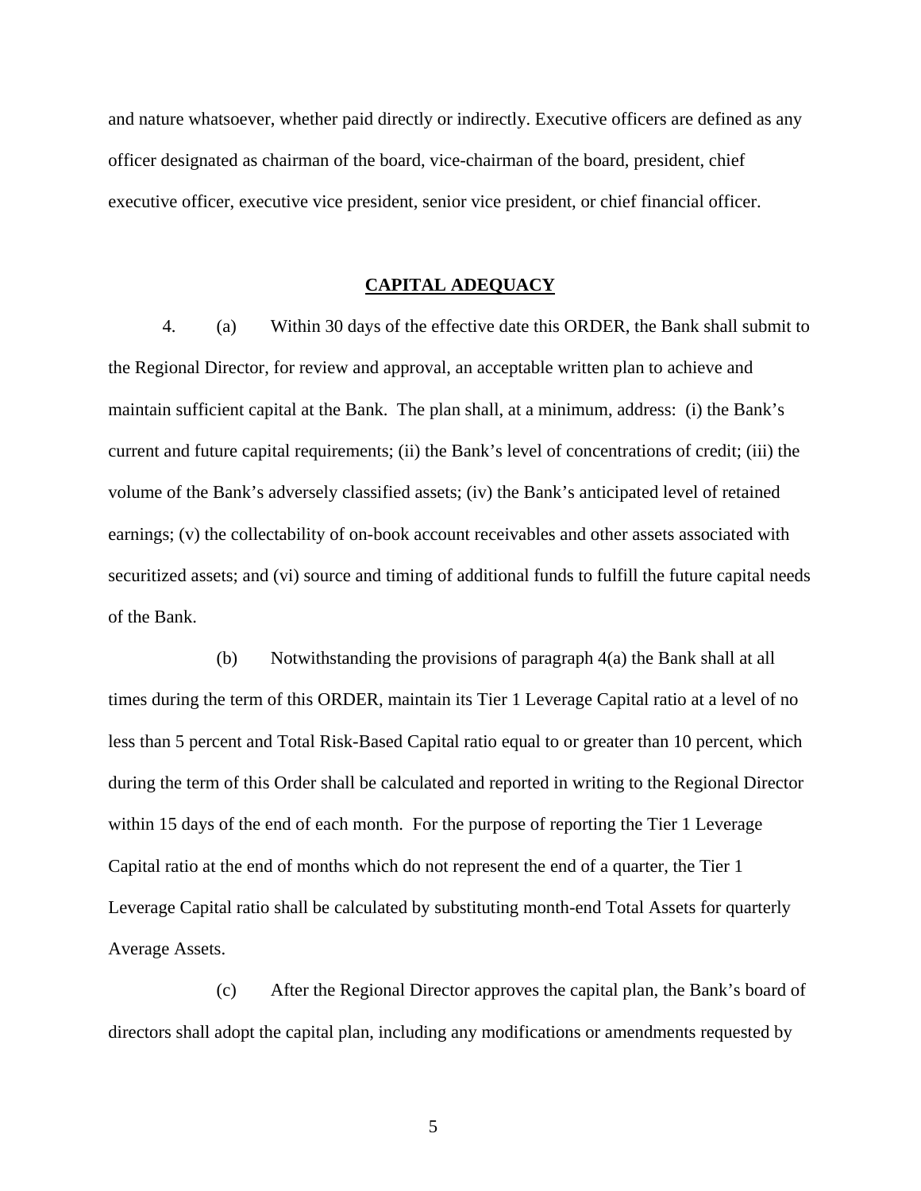and nature whatsoever, whether paid directly or indirectly. Executive officers are defined as any officer designated as chairman of the board, vice-chairman of the board, president, chief executive officer, executive vice president, senior vice president, or chief financial officer.

## CAPITAL ADEQUACY

4. (a) Within 30 days of the effective date this ORDER, the Bank shall submit to the Regional Director, for review and approval, an acceptable written plan to achieve and maintain sufficient capital at the Bank. The plan shall, at a minimum, address: (i) the Bank's current and future capital requirements; (ii) the Bank's level of concentrations of credit; (iii) the volume of the Bank's adversely classified assets; (iv) the Bank's anticipated level of retained earnings; (v) the collectability of on-book account receivables and other assets associated with securitized assets; and (vi) source and timing of additional funds to fulfill the future capital needs of the Bank.

(b) Notwithstanding the provisions of paragraph 4(a) the Bank shall at all times during the term of this ORDER, maintain its Tier 1 Leverage Capital ratio at a level of no less than 5 percent and Total Risk-Based Capital ratio equal to or greater than 10 percent, which during the term of this Order shall be calculated and reported in writing to the Regional Director within 15 days of the end of each month. For the purpose of reporting the Tier 1 Leverage Capital ratio at the end of months which do not represent the end of a quarter, the Tier 1 Leverage Capital ratio shall be calculated by substituting month-end Total Assets for quarterly Average Assets.

(c) After the Regional Director approves the capital plan, the Bank's board of directors shall adopt the capital plan, including any modifications or amendments requested by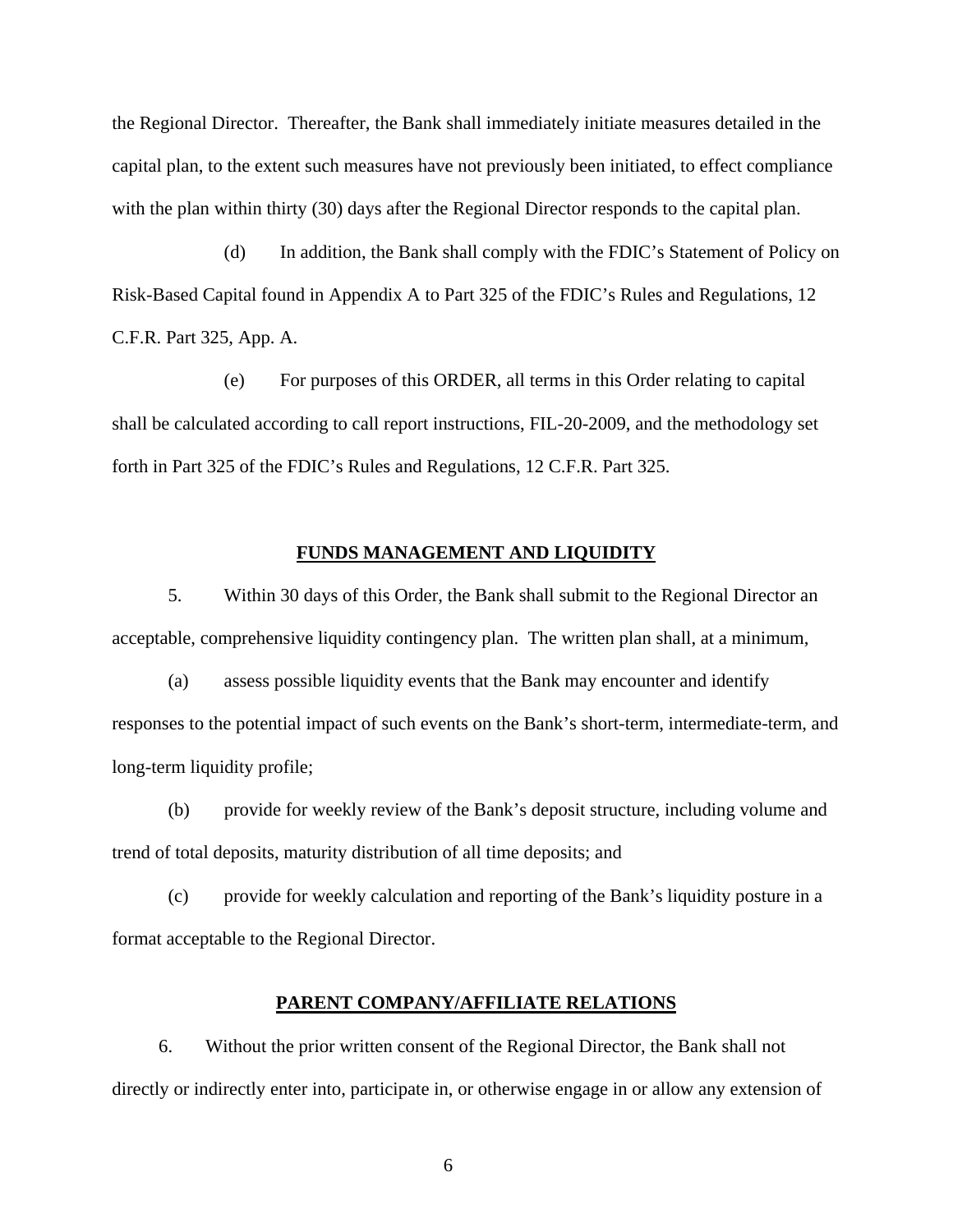the Regional Director. Thereafter, the Bank shall immediately initiate measures detailed in the capital plan, to the extent such measures have not previously been initiated, to effect compliance with the plan within thirty (30) days after the Regional Director responds to the capital plan.

(d) In addition, the Bank shall comply with the FDIC's Statement of Policy on Risk-Based Capital found in Appendix A to Part 325 of the FDIC's Rules and Regulations, 12 C.F.R. Part 325, App. A.

(e) For purposes of this ORDER, all terms in this Order relating to capital shall be calculated according to call report instructions, FIL-20-2009, and the methodology set forth in Part 325 of the FDIC's Rules and Regulations, 12 C.F.R. Part 325.

## FUNDS MANAGEMENT AND LIQUIDITY

5. Within 30 days of this Order, the Bank shall submit to the Regional Director an acceptable, comprehensive liquidity contingency plan. The written plan shall, at a minimum,

(a) assess possible liquidity events that the Bank may encounter and identify responses to the potential impact of such events on the Bank's short-term, intermediate-term, and long-term liquidity profile;

(b) provide for weekly review of the Bank's deposit structure, including volume and trend of total deposits, maturity distribution of all time deposits; and

(c) provide for weekly calculation and reporting of the Bank's liquidity posture in a format acceptable to the Regional Director.

## PARENT COMPANY/AFFILIATE RELATIONS

6. Without the prior written consent of the Regional Director, the Bank shall not directly or indirectly enter into, participate in, or otherwise engage in or allow any extension of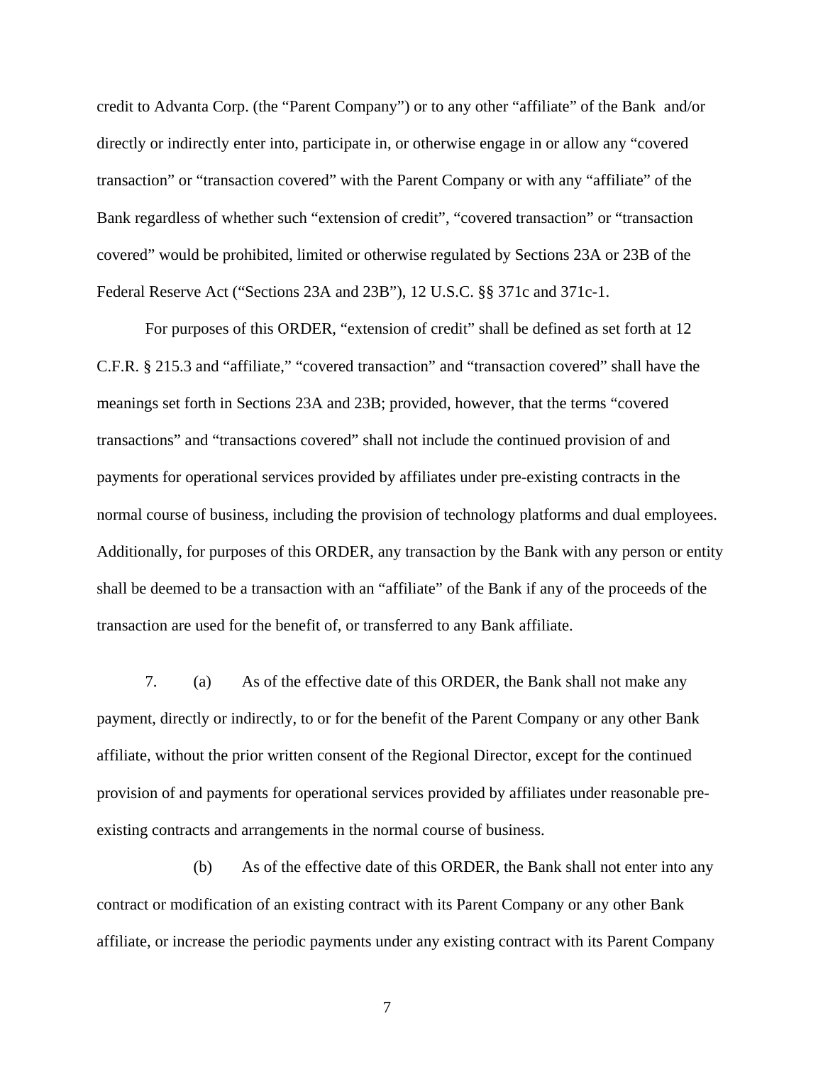credit to Advanta Corp. (the "Parent Company") or to any other "affiliate" of the Bank and/or directly or indirectly enter into, participate in, or otherwise engage in or allow any "covered transaction" or "transaction covered" with the Parent Company or with any "affiliate" of the Bank regardless of whether such "extension of credit", "covered transaction" or "transaction covered" would be prohibited, limited or otherwise regulated by Sections 23A or 23B of the Federal Reserve Act ("Sections 23A and 23B"), 12 U.S.C. §§ 371c and 371c-1.

For purposes of this ORDER, "extension of credit" shall be defined as set forth at 12 C.F.R. § 215.3 and "affiliate," "covered transaction" and "transaction covered" shall have the meanings set forth in Sections 23A and 23B; provided, however, that the terms "covered transactions" and "transactions covered" shall not include the continued provision of and payments for operational services provided by affiliates under pre-existing contracts in the normal course of business, including the provision of technology platforms and dual employees. Additionally, for purposes of this ORDER, any transaction by the Bank with any person or entity shall be deemed to be a transaction with an "affiliate" of the Bank if any of the proceeds of the transaction are used for the benefit of, or transferred to any Bank affiliate.

7. (a) As of the effective date of this ORDER, the Bank shall not make any payment, directly or indirectly, to or for the benefit of the Parent Company or any other Bank affiliate, without the prior written consent of the Regional Director, except for the continued provision of and payments for operational services provided by affiliates under reasonable pre-existing contracts and arrangements in the normal course of business.

(b) As of the effective date of this ORDER, the Bank shall not enter into any contract or modification of an existing contract with its Parent Company or any other Bank affiliate, or increase the periodic payments under any existing contract with its Parent Company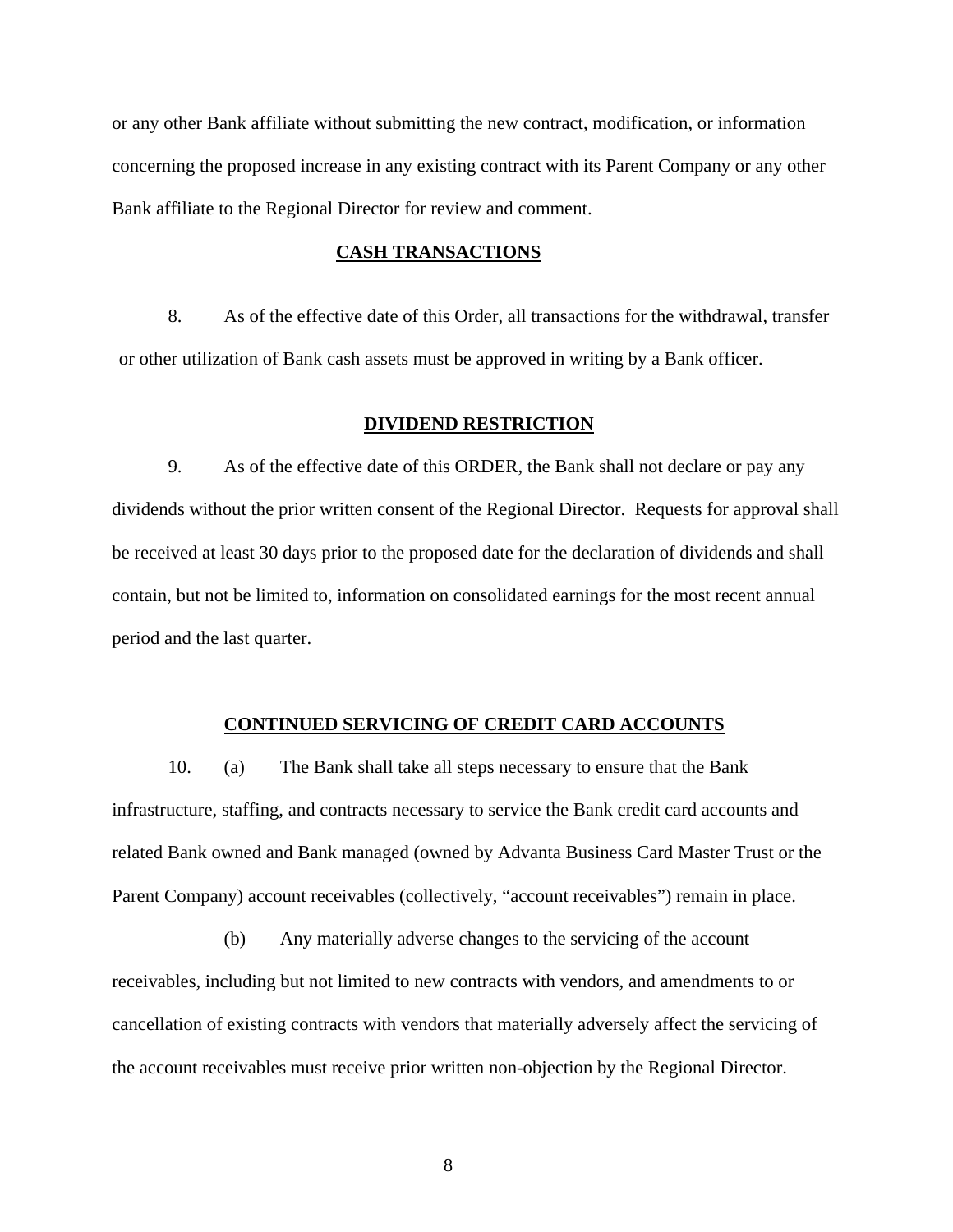or any other Bank affiliate without submitting the new contract, modification, or information concerning the proposed increase in any existing contract with its Parent Company or any other Bank affiliate to the Regional Director for review and comment.

**CASH TRANSACTIONS**

8. As of the effective date of this Order, all transactions for the withdrawal, transfer or other utilization of Bank cash assets must be approved in writing by a Bank officer.

**DIVIDEND RESTRICTION**

9. As of the effective date of this ORDER, the Bank shall not declare or pay any dividends without the prior written consent of the Regional Director. Requests for approval shall be received at least 30 days prior to the proposed date for the declaration of dividends and shall contain, but not be limited to, information on consolidated earnings for the most recent annual period and the last quarter.

**CONTINUED SERVICING OF CREDIT CARD ACCOUNTS**

10. (a) The Bank shall take all steps necessary to ensure that the Bank infrastructure, staffing, and contracts necessary to service the Bank credit card accounts and related Bank owned and Bank managed (owned by Advanta Business Card Master Trust or the Parent Company) account receivables (collectively, "account receivables") remain in place.

(b) Any materially adverse changes to the servicing of the account receivables, including but not limited to new contracts with vendors, and amendments to or cancellation of existing contracts with vendors that materially adversely affect the servicing of the account receivables must receive prior written non-objection by the Regional Director.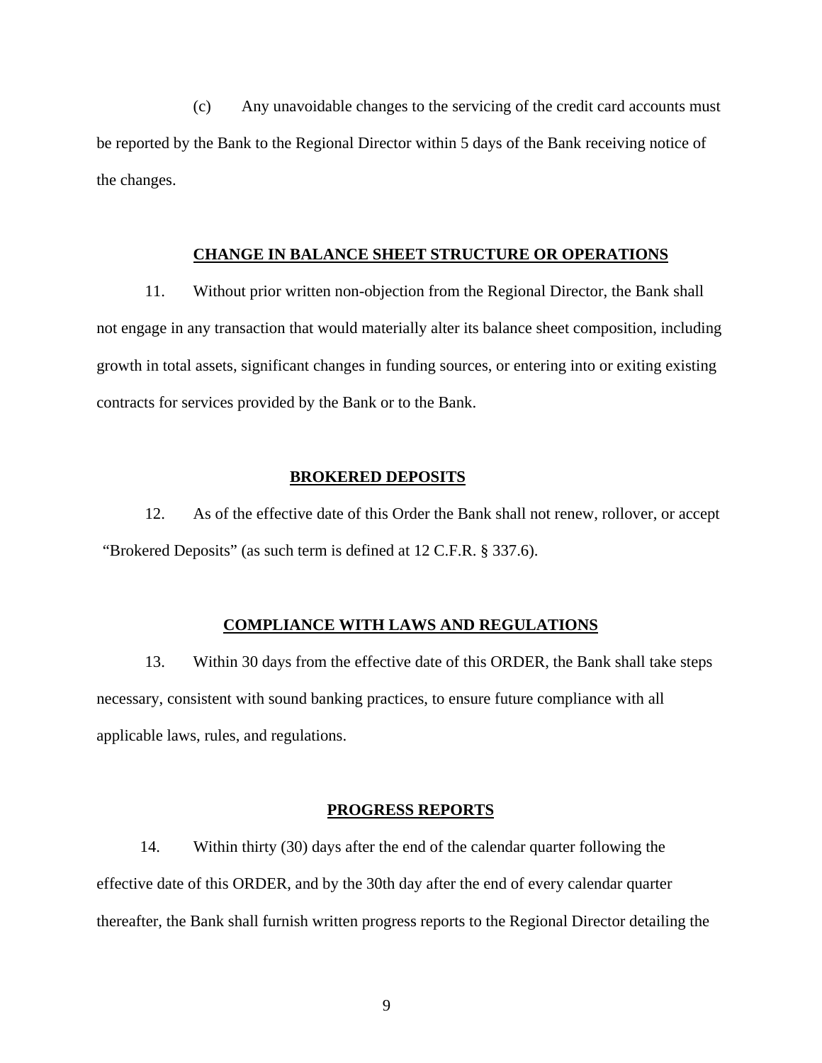(c) Any unavoidable changes to the servicing of the credit card accounts must be reported by the Bank to the Regional Director within 5 days of the Bank receiving notice of the changes.

**CHANGE IN BALANCE SHEET STRUCTURE OR OPERATIONS**

11. Without prior written non-objection from the Regional Director, the Bank shall not engage in any transaction that would materially alter its balance sheet composition, including growth in total assets, significant changes in funding sources, or entering into or exiting existing contracts for services provided by the Bank or to the Bank.

**BROKERED DEPOSITS**

12. As of the effective date of this Order the Bank shall not renew, rollover, or accept "Brokered Deposits" (as such term is defined at 12 C.F.R. § 337.6).

**COMPLIANCE WITH LAWS AND REGULATIONS**

13. Within 30 days from the effective date of this ORDER, the Bank shall take steps necessary, consistent with sound banking practices, to ensure future compliance with all applicable laws, rules, and regulations.

**PROGRESS REPORTS**

14. Within thirty (30) days after the end of the calendar quarter following the effective date of this ORDER, and by the 30th day after the end of every calendar quarter thereafter, the Bank shall furnish written progress reports to the Regional Director detailing the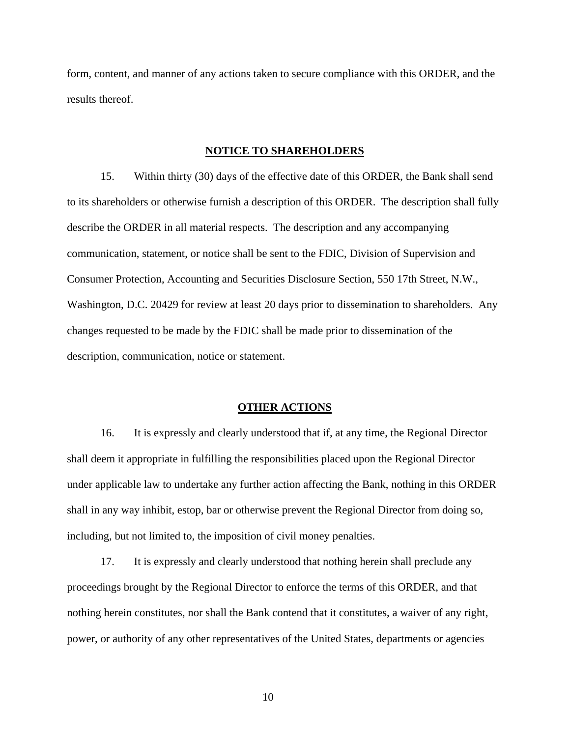form, content, and manner of any actions taken to secure compliance with this ORDER, and the results thereof.

## **NOTICE TO SHAREHOLDERS**

15. Within thirty (30) days of the effective date of this ORDER, the Bank shall send to its shareholders or otherwise furnish a description of this ORDER. The description shall fully describe the ORDER in all material respects. The description and any accompanying communication, statement, or notice shall be sent to the FDIC, Division of Supervision and Consumer Protection, Accounting and Securities Disclosure Section, 550 17th Street, N.W., Washington, D.C. 20429 for review at least 20 days prior to dissemination to shareholders. Any changes requested to be made by the FDIC shall be made prior to dissemination of the description, communication, notice or statement.

## **OTHER ACTIONS**

16. It is expressly and clearly understood that if, at any time, the Regional Director shall deem it appropriate in fulfilling the responsibilities placed upon the Regional Director under applicable law to undertake any further action affecting the Bank, nothing in this ORDER shall in any way inhibit, estop, bar or otherwise prevent the Regional Director from doing so, including, but not limited to, the imposition of civil money penalties.

17. It is expressly and clearly understood that nothing herein shall preclude any proceedings brought by the Regional Director to enforce the terms of this ORDER, and that nothing herein constitutes, nor shall the Bank contend that it constitutes, a waiver of any right, power, or authority of any other representatives of the United States, departments or agencies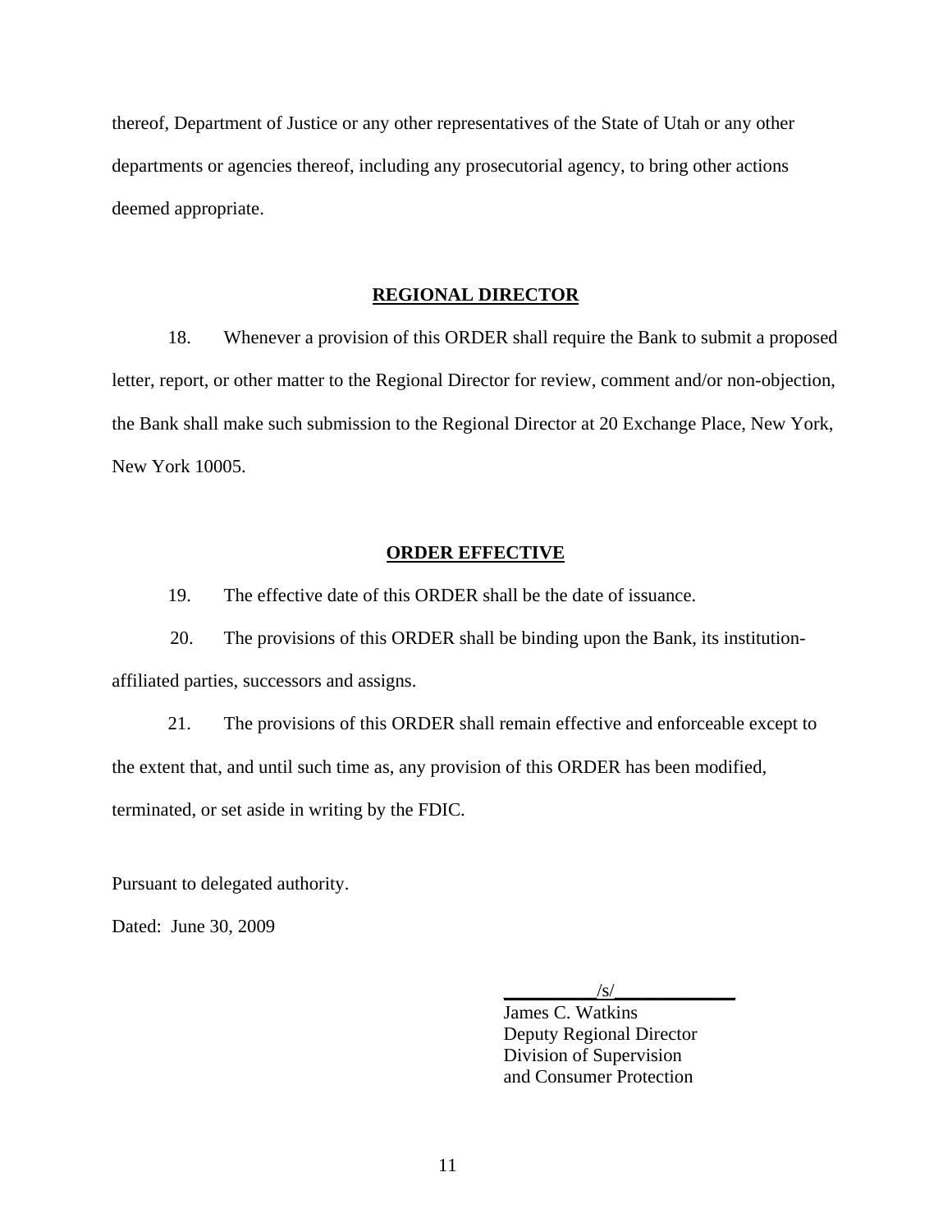thereof, Department of Justice or any other representatives of the State of Utah or any other departments or agencies thereof, including any prosecutorial agency, to bring other actions deemed appropriate.

## REGIONAL DIRECTOR

18. Whenever a provision of this ORDER shall require the Bank to submit a proposed letter, report, or other matter to the Regional Director for review, comment and/or non-objection, the Bank shall make such submission to the Regional Director at 20 Exchange Place, New York, New York 10005.

## ORDER EFFECTIVE

19. The effective date of this ORDER shall be the date of issuance.

20. The provisions of this ORDER shall be binding upon the Bank, its institution-affiliated parties, successors and assigns.

21. The provisions of this ORDER shall remain effective and enforceable except to the extent that, and until such time as, any provision of this ORDER has been modified, terminated, or set aside in writing by the FDIC.

Pursuant to delegated authority.

Dated: June 30, 2009

/s/
James C. Watkins
Deputy Regional Director
Division of Supervision
and Consumer Protection